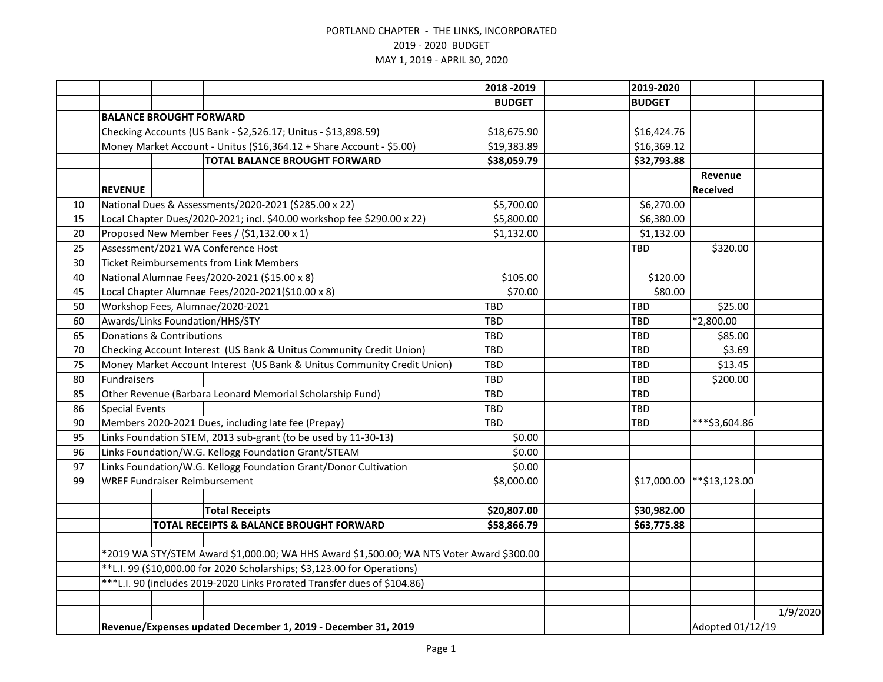PORTLAND CHAPTER - THE LINKS, INCORPORATED

2019 - 2020 BUDGET

MAY 1, 2019 - APRIL 30, 2020

| | | 2018 -2019 | 2019-2020 | | |
|---|---|---|---|---|---|
| | | BUDGET | BUDGET | | |
| | **BALANCE BROUGHT FORWARD** | | | | |
| | Checking Accounts (US Bank - $2,526.17; Unitus - $13,898.59) | $18,675.90 | $16,424.76 | | |
| | Money Market Account - Unitus ($16,364.12 + Share Account - $5.00) | $19,383.89 | $16,369.12 | | |
| | **TOTAL BALANCE BROUGHT FORWARD** | **$38,059.79** | **$32,793.88** | | |
| | | | | **Revenue** | |
| | **REVENUE** | | | **Received** | |
| 10 | National Dues & Assessments/2020-2021 ($285.00 x 22) | $5,700.00 | $6,270.00 | | |
| 15 | Local Chapter Dues/2020-2021; incl. $40.00 workshop fee $290.00 x 22) | $5,800.00 | $6,380.00 | | |
| 20 | Proposed New Member Fees / ($1,132.00 x 1) | $1,132.00 | $1,132.00 | | |
| 25 | Assessment/2021 WA Conference Host | | TBD | $320.00 | |
| 30 | Ticket Reimbursements from Link Members | | | | |
| 40 | National Alumnae Fees/2020-2021 ($15.00 x 8) | $105.00 | $120.00 | | |
| 45 | Local Chapter Alumnae Fees/2020-2021($10.00 x 8) | $70.00 | $80.00 | | |
| 50 | Workshop Fees, Alumnae/2020-2021 | TBD | TBD | $25.00 | |
| 60 | Awards/Links Foundation/HHS/STY | TBD | TBD | *2,800.00 | |
| 65 | Donations & Contributions | TBD | TBD | $85.00 | |
| 70 | Checking Account Interest (US Bank & Unitus Community Credit Union) | TBD | TBD | $3.69 | |
| 75 | Money Market Account Interest (US Bank & Unitus Community Credit Union) | TBD | TBD | $13.45 | |
| 80 | Fundraisers | TBD | TBD | $200.00 | |
| 85 | Other Revenue (Barbara Leonard Memorial Scholarship Fund) | TBD | TBD | | |
| 86 | Special Events | TBD | TBD | | |
| 90 | Members 2020-2021 Dues, including late fee (Prepay) | TBD | TBD | ***$3,604.86 | |
| 95 | Links Foundation STEM, 2013 sub-grant (to be used by 11-30-13) | $0.00 | | | |
| 96 | Links Foundation/W.G. Kellogg Foundation Grant/STEAM | $0.00 | | | |
| 97 | Links Foundation/W.G. Kellogg Foundation Grant/Donor Cultivation | $0.00 | | | |
| 99 | WREF Fundraiser Reimbursement | $8,000.00 | $17,000.00 | **$13,123.00 | |
| | | | | | |
| | **Total Receipts** | **$20,807.00** | **$30,982.00** | | |
| | **TOTAL RECEIPTS & BALANCE BROUGHT FORWARD** | **$58,866.79** | **$63,775.88** | | |
| | | | | | |
| | *2019 WA STY/STEM Award $1,000.00; WA HHS Award $1,500.00; WA NTS Voter Award $300.00 | | | | |
| | **L.I. 99 ($10,000.00 for 2020 Scholarships; $3,123.00 for Operations) | | | | |
| | ***L.I. 90 (includes 2019-2020 Links Prorated Transfer dues of $104.86) | | | | |
| | | | | | |
| | | | | | 1/9/2020 |
| | **Revenue/Expenses updated December 1, 2019 - December 31, 2019** | | | Adopted 01/12/19 | |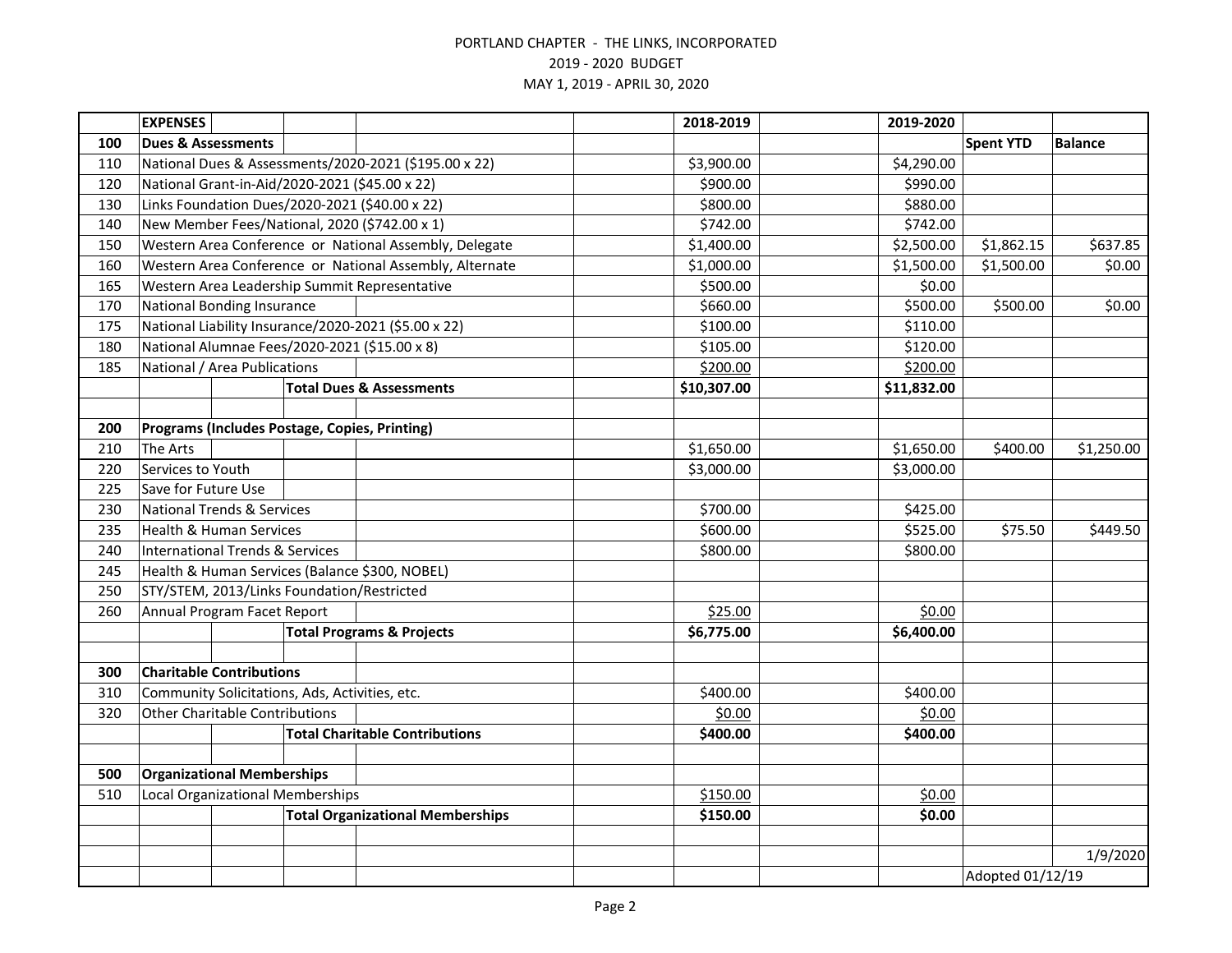PORTLAND CHAPTER - THE LINKS, INCORPORATED

2019 - 2020 BUDGET

MAY 1, 2019 - APRIL 30, 2020

| | EXPENSES | 2018-2019 | 2019-2020 | Spent YTD | Balance |
|---|---|---|---|---|---|
| 100 | **Dues & Assessments** | | | | |
| 110 | National Dues & Assessments/2020-2021 ($195.00 x 22) | $3,900.00 | $4,290.00 | | |
| 120 | National Grant-in-Aid/2020-2021 ($45.00 x 22) | $900.00 | $990.00 | | |
| 130 | Links Foundation Dues/2020-2021 ($40.00 x 22) | $800.00 | $880.00 | | |
| 140 | New Member Fees/National, 2020 ($742.00 x 1) | $742.00 | $742.00 | | |
| 150 | Western Area Conference or National Assembly, Delegate | $1,400.00 | $2,500.00 | $1,862.15 | $637.85 |
| 160 | Western Area Conference or National Assembly, Alternate | $1,000.00 | $1,500.00 | $1,500.00 | $0.00 |
| 165 | Western Area Leadership Summit Representative | $500.00 | $0.00 | | |
| 170 | National Bonding Insurance | $660.00 | $500.00 | $500.00 | $0.00 |
| 175 | National Liability Insurance/2020-2021 ($5.00 x 22) | $100.00 | $110.00 | | |
| 180 | National Alumnae Fees/2020-2021 ($15.00 x 8) | $105.00 | $120.00 | | |
| 185 | National / Area Publications | $200.00 | $200.00 | | |
| | **Total Dues & Assessments** | **$10,307.00** | **$11,832.00** | | |
| | | | | | |
| 200 | **Programs (Includes Postage, Copies, Printing)** | | | | |
| 210 | The Arts | $1,650.00 | $1,650.00 | $400.00 | $1,250.00 |
| 220 | Services to Youth | $3,000.00 | $3,000.00 | | |
| 225 | Save for Future Use | | | | |
| 230 | National Trends & Services | $700.00 | $425.00 | | |
| 235 | Health & Human Services | $600.00 | $525.00 | $75.50 | $449.50 |
| 240 | International Trends & Services | $800.00 | $800.00 | | |
| 245 | Health & Human Services (Balance $300, NOBEL) | | | | |
| 250 | STY/STEM, 2013/Links Foundation/Restricted | | | | |
| 260 | Annual Program Facet Report | $25.00 | $0.00 | | |
| | **Total Programs & Projects** | **$6,775.00** | **$6,400.00** | | |
| | | | | | |
| 300 | **Charitable Contributions** | | | | |
| 310 | Community Solicitations, Ads, Activities, etc. | $400.00 | $400.00 | | |
| 320 | Other Charitable Contributions | $0.00 | $0.00 | | |
| | **Total Charitable Contributions** | **$400.00** | **$400.00** | | |
| | | | | | |
| 500 | **Organizational Memberships** | | | | |
| 510 | Local Organizational Memberships | $150.00 | $0.00 | | |
| | **Total Organizational Memberships** | **$150.00** | **$0.00** | | |
| | | | | | |
| | | | | | 1/9/2020 |
| | | | | Adopted 01/12/19 | |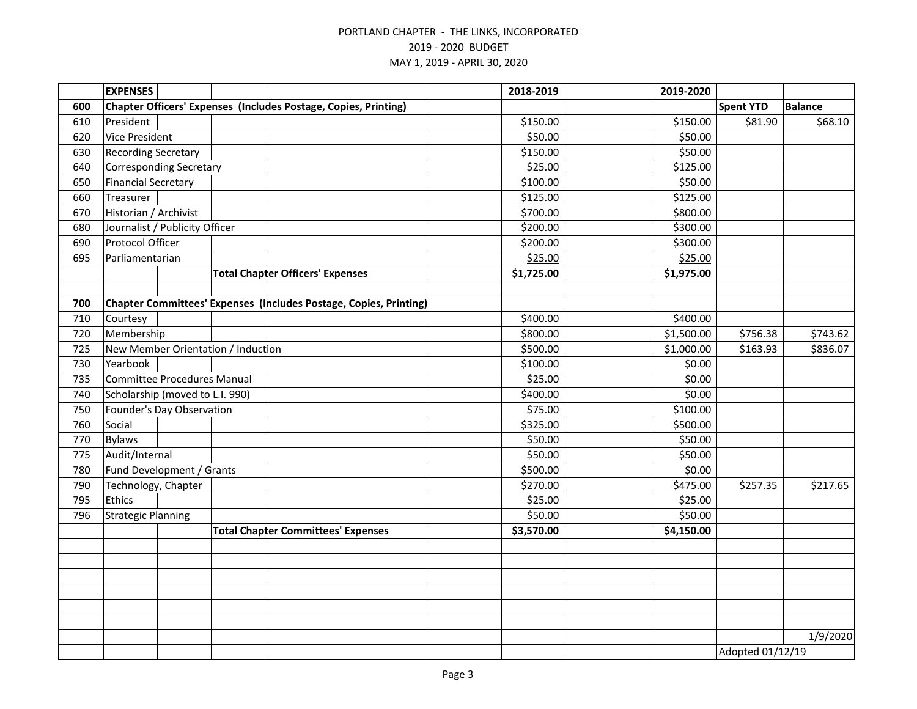PORTLAND CHAPTER - THE LINKS, INCORPORATED

2019 - 2020 BUDGET

MAY 1, 2019 - APRIL 30, 2020

| | **EXPENSES** | **2018-2019** | **2019-2020** | | |
|---|---|---|---|---|---|
| **600** | **Chapter Officers' Expenses (Includes Postage, Copies, Printing)** | | | **Spent YTD** | **Balance** |
| 610 | President | $150.00 | $150.00 | $81.90 | $68.10 |
| 620 | Vice President | $50.00 | $50.00 | | |
| 630 | Recording Secretary | $150.00 | $50.00 | | |
| 640 | Corresponding Secretary | $25.00 | $125.00 | | |
| 650 | Financial Secretary | $100.00 | $50.00 | | |
| 660 | Treasurer | $125.00 | $125.00 | | |
| 670 | Historian / Archivist | $700.00 | $800.00 | | |
| 680 | Journalist / Publicity Officer | $200.00 | $300.00 | | |
| 690 | Protocol Officer | $200.00 | $300.00 | | |
| 695 | Parliamentarian | $25.00 | $25.00 | | |
| | **Total Chapter Officers' Expenses** | **$1,725.00** | **$1,975.00** | | |
| | | | | | |
| **700** | **Chapter Committees' Expenses (Includes Postage, Copies, Printing)** | | | | |
| 710 | Courtesy | $400.00 | $400.00 | | |
| 720 | Membership | $800.00 | $1,500.00 | $756.38 | $743.62 |
| 725 | New Member Orientation / Induction | $500.00 | $1,000.00 | $163.93 | $836.07 |
| 730 | Yearbook | $100.00 | $0.00 | | |
| 735 | Committee Procedures Manual | $25.00 | $0.00 | | |
| 740 | Scholarship (moved to L.I. 990) | $400.00 | $0.00 | | |
| 750 | Founder's Day Observation | $75.00 | $100.00 | | |
| 760 | Social | $325.00 | $500.00 | | |
| 770 | Bylaws | $50.00 | $50.00 | | |
| 775 | Audit/Internal | $50.00 | $50.00 | | |
| 780 | Fund Development / Grants | $500.00 | $0.00 | | |
| 790 | Technology, Chapter | $270.00 | $475.00 | $257.35 | $217.65 |
| 795 | Ethics | $25.00 | $25.00 | | |
| 796 | Strategic Planning | $50.00 | $50.00 | | |
| | **Total Chapter Committees' Expenses** | **$3,570.00** | **$4,150.00** | | |
| | | | | | 1/9/2020 |
| | | | | Adopted 01/12/19 | |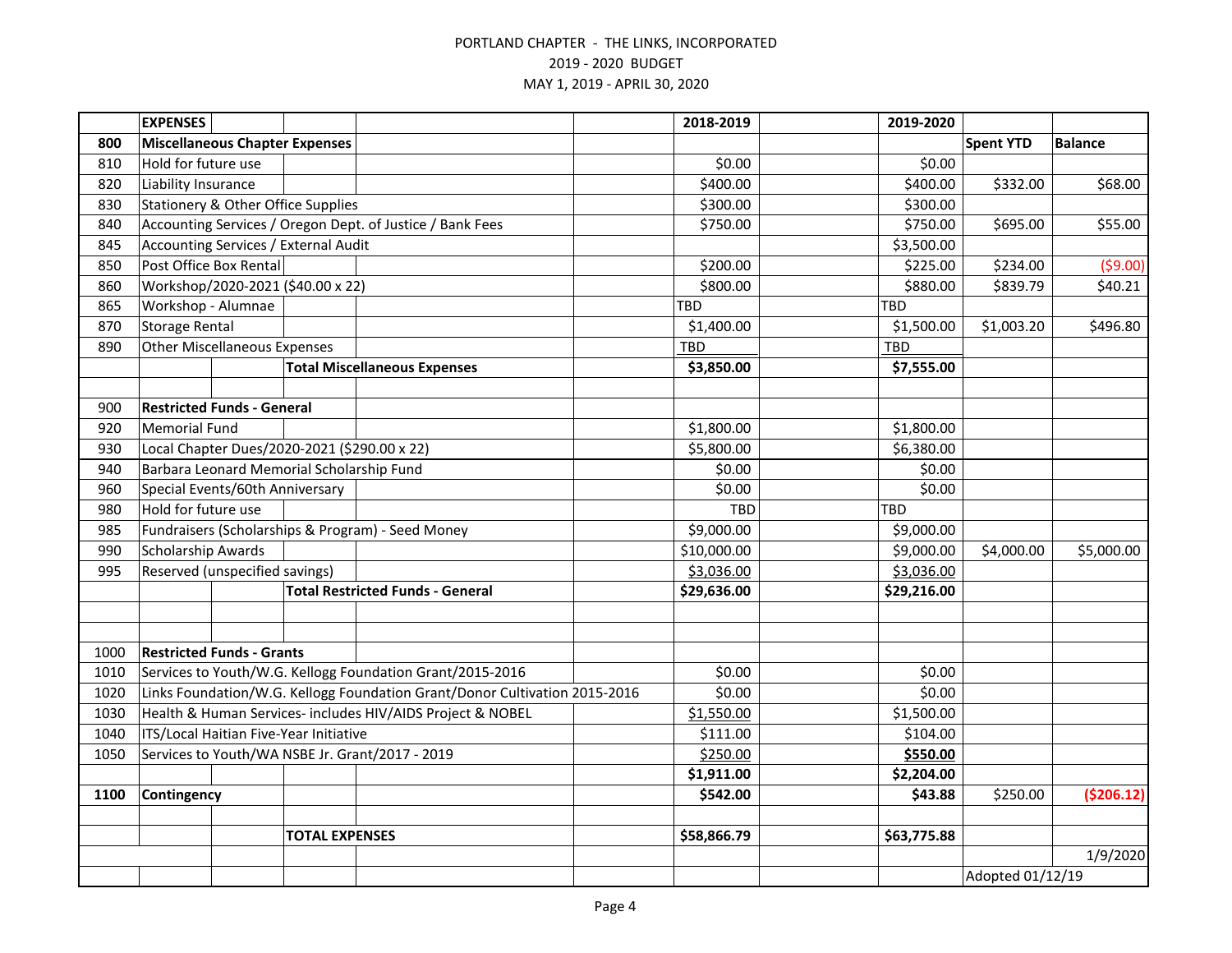PORTLAND CHAPTER - THE LINKS, INCORPORATED

2019 - 2020 BUDGET

MAY 1, 2019 - APRIL 30, 2020

| | EXPENSES | 2018-2019 | 2019-2020 | | |
|---|---|---|---|---|---|
| **800** | **Miscellaneous Chapter Expenses** | | | **Spent YTD** | **Balance** |
| 810 | Hold for future use | $0.00 | $0.00 | | |
| 820 | Liability Insurance | $400.00 | $400.00 | $332.00 | $68.00 |
| 830 | Stationery & Other Office Supplies | $300.00 | $300.00 | | |
| 840 | Accounting Services / Oregon Dept. of Justice / Bank Fees | $750.00 | $750.00 | $695.00 | $55.00 |
| 845 | Accounting Services / External Audit | | $3,500.00 | | |
| 850 | Post Office Box Rental | $200.00 | $225.00 | $234.00 | ($9.00) |
| 860 | Workshop/2020-2021 ($40.00 x 22) | $800.00 | $880.00 | $839.79 | $40.21 |
| 865 | Workshop - Alumnae | TBD | TBD | | |
| 870 | Storage Rental | $1,400.00 | $1,500.00 | $1,003.20 | $496.80 |
| 890 | Other Miscellaneous Expenses | TBD | TBD | | |
| | **Total Miscellaneous Expenses** | **$3,850.00** | **$7,555.00** | | |
| | | | | | |
| 900 | **Restricted Funds - General** | | | | |
| 920 | Memorial Fund | $1,800.00 | $1,800.00 | | |
| 930 | Local Chapter Dues/2020-2021 ($290.00 x 22) | $5,800.00 | $6,380.00 | | |
| 940 | Barbara Leonard Memorial Scholarship Fund | $0.00 | $0.00 | | |
| 960 | Special Events/60th Anniversary | $0.00 | $0.00 | | |
| 980 | Hold for future use | TBD | TBD | | |
| 985 | Fundraisers (Scholarships & Program) - Seed Money | $9,000.00 | $9,000.00 | | |
| 990 | Scholarship Awards | $10,000.00 | $9,000.00 | $4,000.00 | $5,000.00 |
| 995 | Reserved (unspecified savings) | $3,036.00 | $3,036.00 | | |
| | **Total Restricted Funds - General** | **$29,636.00** | **$29,216.00** | | |
| | | | | | |
| | | | | | |
| 1000 | **Restricted Funds - Grants** | | | | |
| 1010 | Services to Youth/W.G. Kellogg Foundation Grant/2015-2016 | $0.00 | $0.00 | | |
| 1020 | Links Foundation/W.G. Kellogg Foundation Grant/Donor Cultivation 2015-2016 | $0.00 | $0.00 | | |
| 1030 | Health & Human Services- includes HIV/AIDS Project & NOBEL | $1,550.00 | $1,500.00 | | |
| 1040 | ITS/Local Haitian Five-Year Initiative | $111.00 | $104.00 | | |
| 1050 | Services to Youth/WA NSBE Jr. Grant/2017 - 2019 | $250.00 | **$550.00** | | |
| | | **$1,911.00** | **$2,204.00** | | |
| **1100** | **Contingency** | **$542.00** | **$43.88** | $250.00 | **($206.12)** |
| | | | | | |
| | **TOTAL EXPENSES** | **$58,866.79** | **$63,775.88** | | |
| | | | | | 1/9/2020 |
| | | | | Adopted 01/12/19 | |